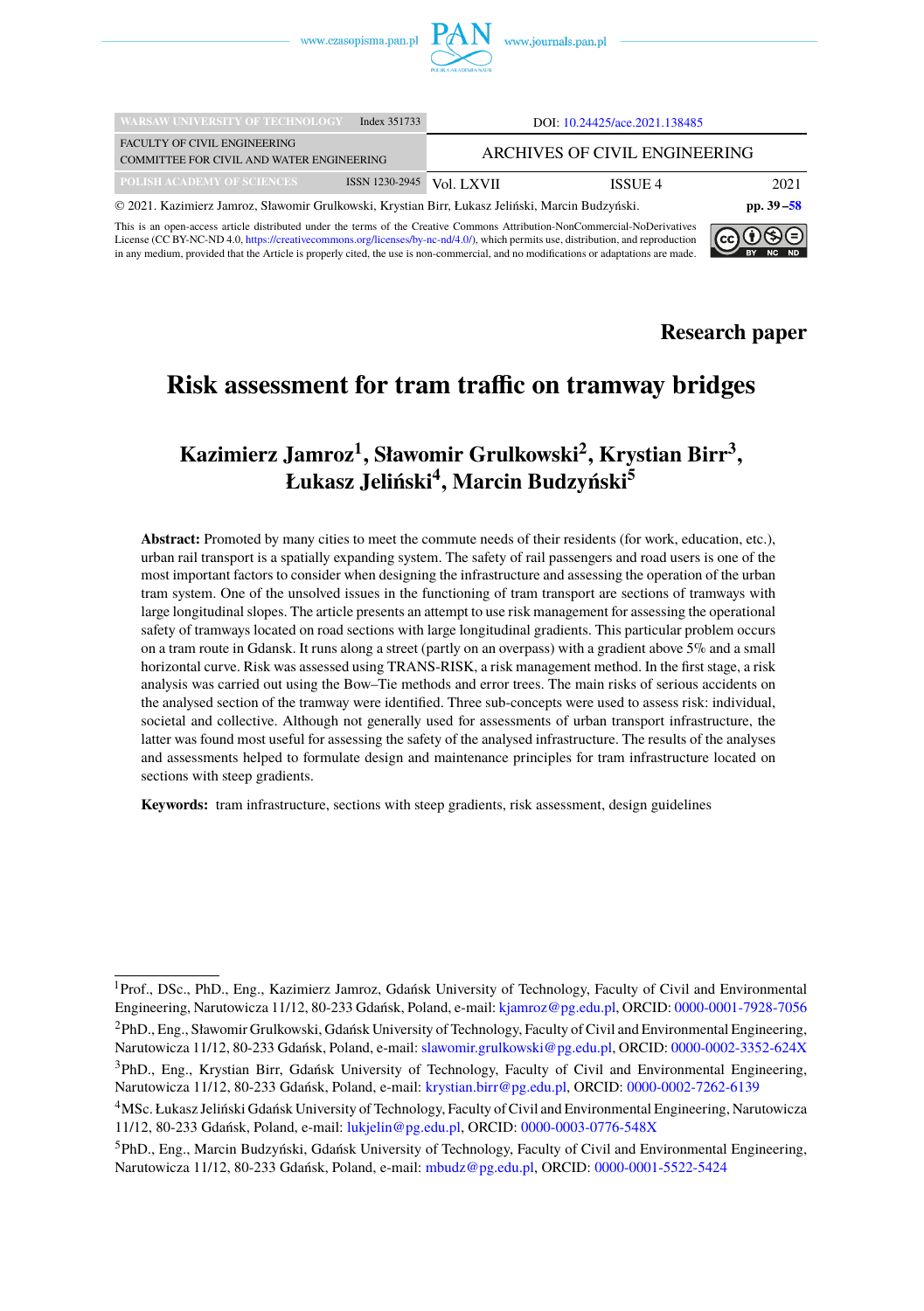WARSAW UNIVERSITY OF TECHNOLOGY Index 351733

FACULTY OF CIVIL ENGINEERING
COMMITTEE FOR CIVIL AND WATER ENGINEERING

POLISH ACADEMY OF SCIENCES ISSN 1230-2945

DOI: 10.24425/ace.2021.138485

ARCHIVES OF CIVIL ENGINEERING

Vol. LXVII ISSUE 4 2021

© 2021. Kazimierz Jamroz, Sławomir Grulkowski, Krystian Birr, Łukasz Jeliński, Marcin Budzyński. pp. 39–58

This is an open-access article distributed under the terms of the Creative Commons Attribution-NonCommercial-NoDerivatives License (CC BY-NC-ND 4.0, https://creativecommons.org/licenses/by-nc-nd/4.0/), which permits use, distribution, and reproduction in any medium, provided that the Article is properly cited, the use is non-commercial, and no modifications or adaptations are made.

**Research paper**

# Risk assessment for tram traffic on tramway bridges

## Kazimierz Jamroz[1], Sławomir Grulkowski[2], Krystian Birr[3], Łukasz Jeliński[4], Marcin Budzyński[5]

**Abstract:** Promoted by many cities to meet the commute needs of their residents (for work, education, etc.), urban rail transport is a spatially expanding system. The safety of rail passengers and road users is one of the most important factors to consider when designing the infrastructure and assessing the operation of the urban tram system. One of the unsolved issues in the functioning of urban tram transport are sections of tramways with large longitudinal slopes. The article presents an attempt to use risk management for assessing the operational safety of tramways located on road sections with large longitudinal gradients. This particular problem occurs on a tram route in Gdansk. It runs along a street (partly on an overpass) with a gradient above 5% and a small horizontal curve. Risk was assessed using TRANS-RISK, a risk management method. In the first stage, a risk analysis was carried out using the Bow–Tie methods and error trees. The main risks of serious accidents on the analysed section of the tramway were identified. Three sub-concepts were used to assess risk: individual, societal and collective. Although not generally used for assessments of urban transport infrastructure, the latter was found most useful for assessing the safety of the analysed infrastructure. The results of the analyses and assessments helped to formulate design and maintenance principles for tram infrastructure located on sections with steep gradients.

**Keywords:** tram infrastructure, sections with steep gradients, risk assessment, design guidelines

---

[1] Prof., DSc., PhD., Eng., Kazimierz Jamroz, Gdańsk University of Technology, Faculty of Civil and Environmental Engineering, Narutowicza 11/12, 80-233 Gdańsk, Poland, e-mail: kjamroz@pg.edu.pl, ORCID: 0000-0001-7928-7056

[2] PhD., Eng., Sławomir Grulkowski, Gdańsk University of Technology, Faculty of Civil and Environmental Engineering, Narutowicza 11/12, 80-233 Gdańsk, Poland, e-mail: slawomir.grulkowski@pg.edu.pl, ORCID: 0000-0002-3352-624X

[3] PhD., Eng., Krystian Birr, Gdańsk University of Technology, Faculty of Civil and Environmental Engineering, Narutowicza 11/12, 80-233 Gdańsk, Poland, e-mail: krystian.birr@pg.edu.pl, ORCID: 0000-0002-7262-6139

[4] MSc. Łukasz Jeliński Gdańsk University of Technology, Faculty of Civil and Environmental Engineering, Narutowicza 11/12, 80-233 Gdańsk, Poland, e-mail: lukjelin@pg.edu.pl, ORCID: 0000-0003-0776-548X

[5] PhD., Eng., Marcin Budzyński, Gdańsk University of Technology, Faculty of Civil and Environmental Engineering, Narutowicza 11/12, 80-233 Gdańsk, Poland, e-mail: mbudz@pg.edu.pl, ORCID: 0000-0001-5522-5424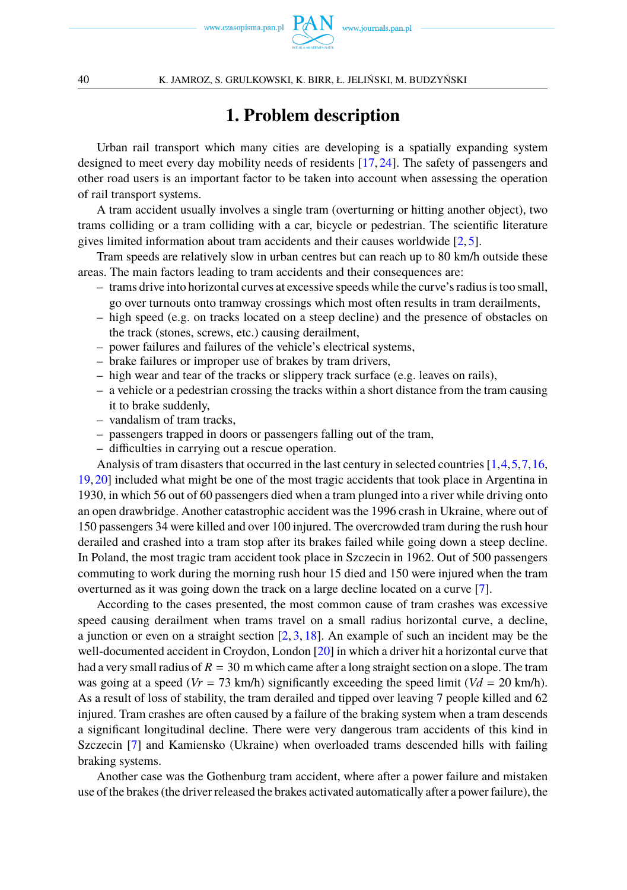# 1. Problem description

Urban rail transport which many cities are developing is a spatially expanding system designed to meet every day mobility needs of residents [17, 24]. The safety of passengers and other road users is an important factor to be taken into account when assessing the operation of rail transport systems.

A tram accident usually involves a single tram (overturning or hitting another object), two trams colliding or a tram colliding with a car, bicycle or pedestrian. The scientific literature gives limited information about tram accidents and their causes worldwide [2, 5].

Tram speeds are relatively slow in urban centres but can reach up to 80 km/h outside these areas. The main factors leading to tram accidents and their consequences are:

- trams drive into horizontal curves at excessive speeds while the curve's radius is too small, go over turnouts onto tramway crossings which most often results in tram derailments,
- high speed (e.g. on tracks located on a steep decline) and the presence of obstacles on the track (stones, screws, etc.) causing derailment,
- power failures and failures of the vehicle's electrical systems,
- brake failures or improper use of brakes by tram drivers,
- high wear and tear of the tracks or slippery track surface (e.g. leaves on rails),
- a vehicle or a pedestrian crossing the tracks within a short distance from the tram causing it to brake suddenly,
- vandalism of tram tracks,
- passengers trapped in doors or passengers falling out of the tram,
- difficulties in carrying out a rescue operation.

Analysis of tram disasters that occurred in the last century in selected countries [1, 4, 5, 7, 16, 19, 20] included what might be one of the most tragic accidents that took place in Argentina in 1930, in which 56 out of 60 passengers died when a tram plunged into a river while driving onto an open drawbridge. Another catastrophic accident was the 1996 crash in Ukraine, where out of 150 passengers 34 were killed and over 100 injured. The overcrowded tram during the rush hour derailed and crashed into a tram stop after its brakes failed while going down a steep decline. In Poland, the most tragic tram accident took place in Szczecin in 1962. Out of 500 passengers commuting to work during the morning rush hour 15 died and 150 were injured when the tram overturned as it was going down the track on a large decline located on a curve [7].

According to the cases presented, the most common cause of tram crashes was excessive speed causing derailment when trams travel on a small radius horizontal curve, a decline, a junction or even on a straight section [2, 3, 18]. An example of such an incident may be the well-documented accident in Croydon, London [20] in which a driver hit a horizontal curve that had a very small radius of $R = 30$ m which came after a long straight section on a slope. The tram was going at a speed ($Vr = 73$ km/h) significantly exceeding the speed limit ($Vd = 20$ km/h). As a result of loss of stability, the tram derailed and tipped over leaving 7 people killed and 62 injured. Tram crashes are often caused by a failure of the braking system when a tram descends a significant longitudinal decline. There were very dangerous tram accidents of this kind in Szczecin [7] and Kamiensko (Ukraine) when overloaded trams descended hills with failing braking systems.

Another case was the Gothenburg tram accident, where after a power failure and mistaken use of the brakes (the driver released the brakes activated automatically after a power failure), the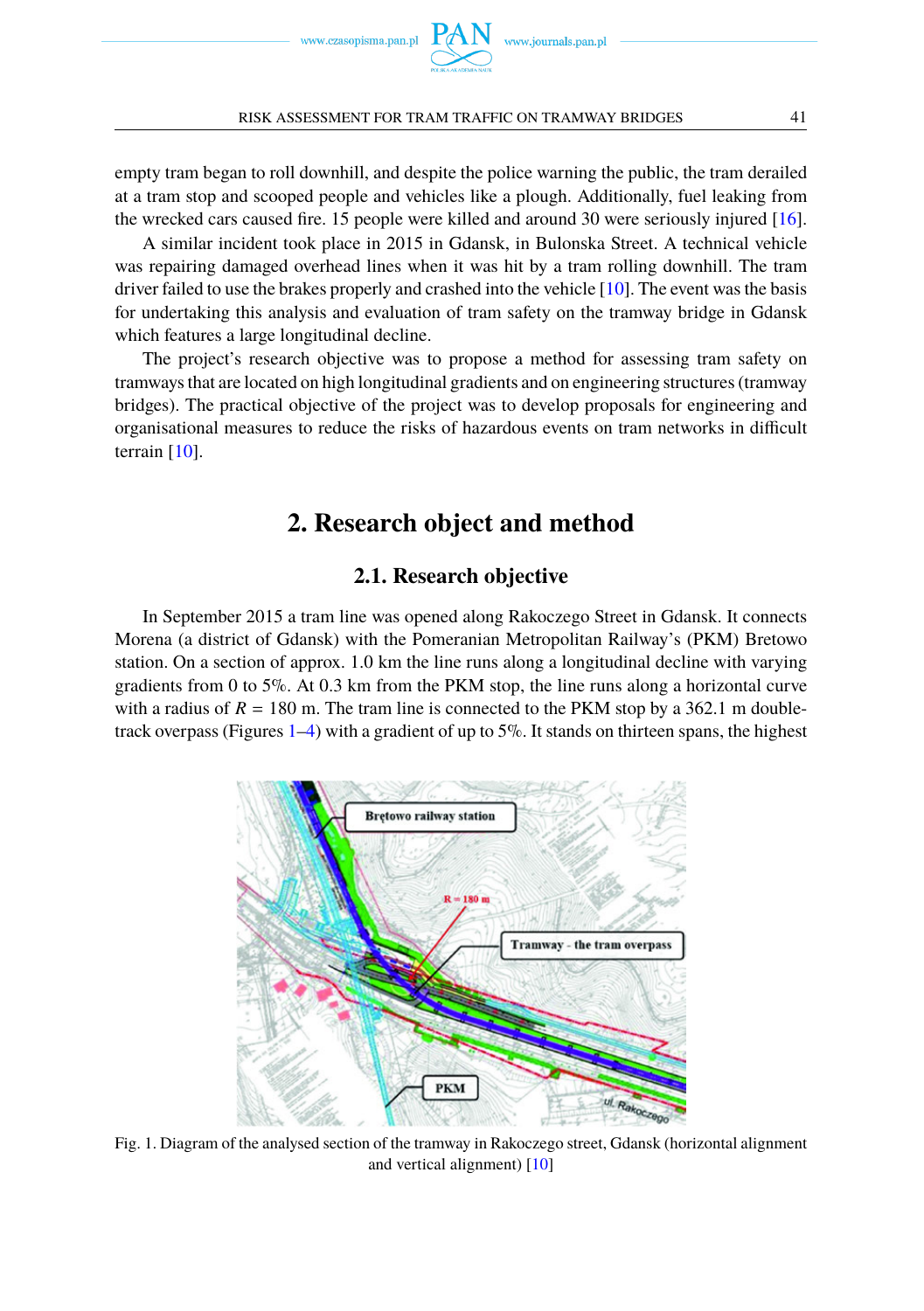empty tram began to roll downhill, and despite the police warning the public, the tram derailed at a tram stop and scooped people and vehicles like a plough. Additionally, fuel leaking from the wrecked cars caused fire. 15 people were killed and around 30 were seriously injured [16].

A similar incident took place in 2015 in Gdansk, in Bulonska Street. A technical vehicle was repairing damaged overhead lines when it was hit by a tram rolling downhill. The tram driver failed to use the brakes properly and crashed into the vehicle [10]. The event was the basis for undertaking this analysis and evaluation of tram safety on the tramway bridge in Gdansk which features a large longitudinal decline.

The project's research objective was to propose a method for assessing tram safety on tramways that are located on high longitudinal gradients and on engineering structures (tramway bridges). The practical objective of the project was to develop proposals for engineering and organisational measures to reduce the risks of hazardous events on tram networks in difficult terrain [10].

## 2. Research object and method

### 2.1. Research objective

In September 2015 a tram line was opened along Rakoczego Street in Gdansk. It connects Morena (a district of Gdansk) with the Pomeranian Metropolitan Railway's (PKM) Bretowo station. On a section of approx. 1.0 km the line runs along a longitudinal decline with varying gradients from 0 to 5%. At 0.3 km from the PKM stop, the line runs along a horizontal curve with a radius of $R = 180$ m. The tram line is connected to the PKM stop by a 362.1 m double-track overpass (Figures 1–4) with a gradient of up to 5%. It stands on thirteen spans, the highest

Fig. 1. Diagram of the analysed section of the tramway in Rakoczego street, Gdansk (horizontal alignment and vertical alignment) [10]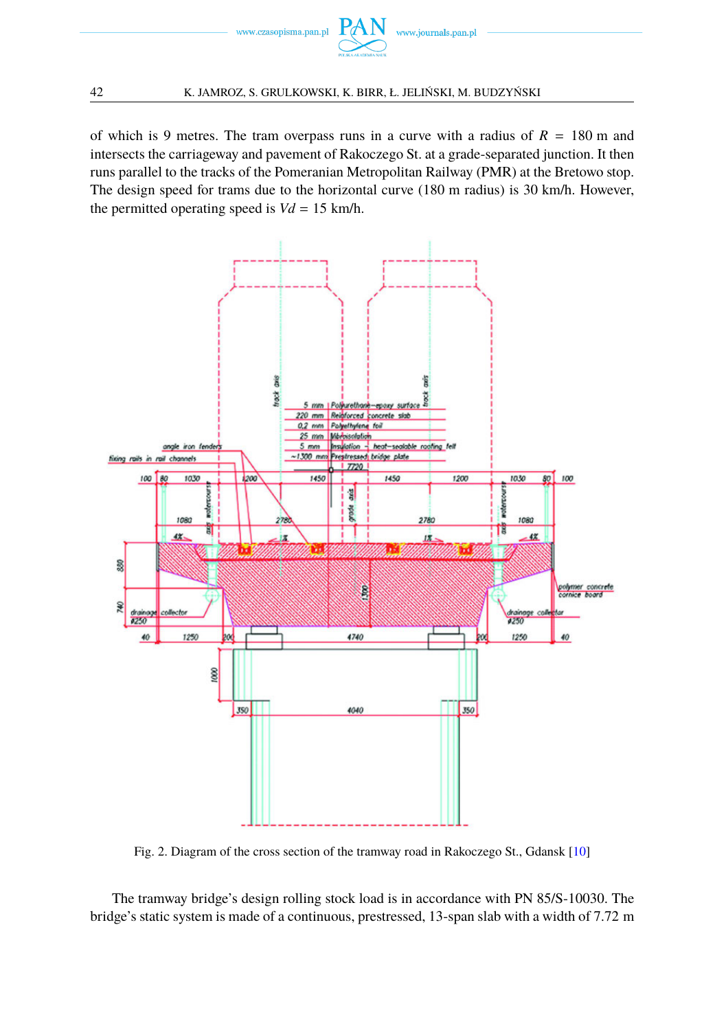of which is 9 metres. The tram overpass runs in a curve with a radius of $R = 180$ m and intersects the carriageway and pavement of Rakoczego St. at a grade-separated junction. It then runs parallel to the tracks of the Pomeranian Metropolitan Railway (PMR) at the Bretowo stop. The design speed for trams due to the horizontal curve (180 m radius) is 30 km/h. However, the permitted operating speed is $Vd = 15$ km/h.

Fig. 2. Diagram of the cross section of the tramway road in Rakoczego St., Gdansk [10]

The tramway bridge's design rolling stock load is in accordance with PN 85/S-10030. The bridge's static system is made of a continuous, prestressed, 13-span slab with a width of 7.72 m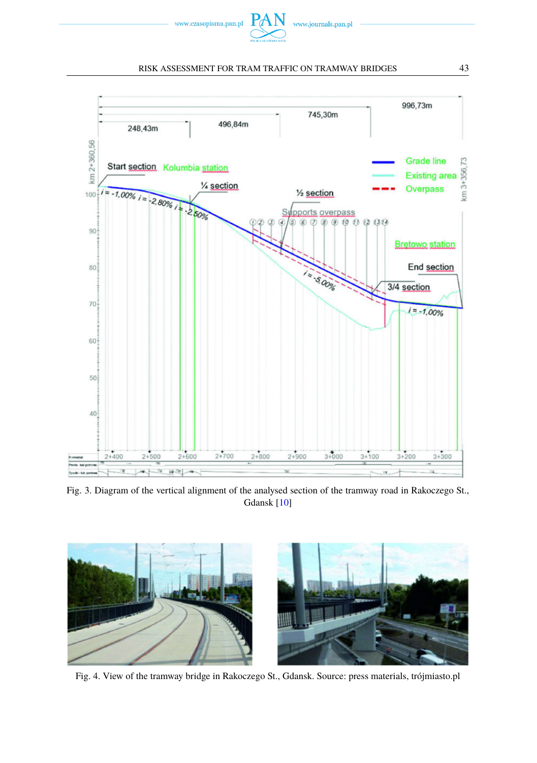Fig. 3. Diagram of the vertical alignment of the analysed section of the tramway road in Rakoczego St., Gdansk [10]

Fig. 4. View of the tramway bridge in Rakoczego St., Gdansk. Source: press materials, trójmiasto.pl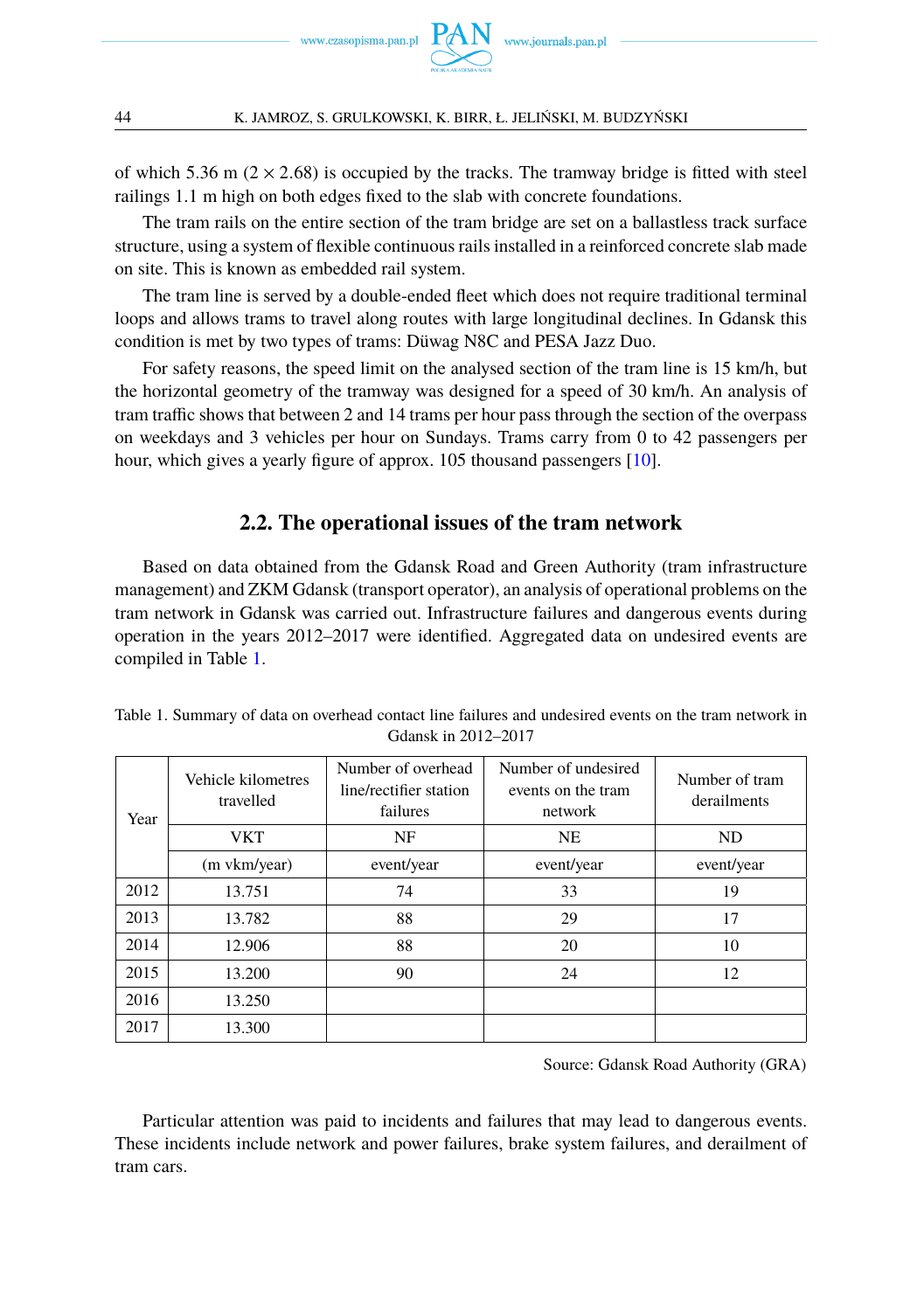of which 5.36 m ($2 \times 2.68$) is occupied by the tracks. The tramway bridge is fitted with steel railings 1.1 m high on both edges fixed to the slab with concrete foundations.

The tram rails on the entire section of the tram bridge are set on a ballastless track surface structure, using a system of flexible continuous rails installed in a reinforced concrete slab made on site. This is known as embedded rail system.

The tram line is served by a double-ended fleet which does not require traditional terminal loops and allows trams to travel along routes with large longitudinal declines. In Gdansk this condition is met by two types of trams: Düwag N8C and PESA Jazz Duo.

For safety reasons, the speed limit on the analysed section of the tram line is 15 km/h, but the horizontal geometry of the tramway was designed for a speed of 30 km/h. An analysis of tram traffic shows that between 2 and 14 trams per hour pass through the section of the overpass on weekdays and 3 vehicles per hour on Sundays. Trams carry from 0 to 42 passengers per hour, which gives a yearly figure of approx. 105 thousand passengers [10].

## 2.2. The operational issues of the tram network

Based on data obtained from the Gdansk Road and Green Authority (tram infrastructure management) and ZKM Gdansk (transport operator), an analysis of operational problems on the tram network in Gdansk was carried out. Infrastructure failures and dangerous events during operation in the years 2012–2017 were identified. Aggregated data on undesired events are compiled in Table 1.

Table 1. Summary of data on overhead contact line failures and undesired events on the tram network in Gdansk in 2012–2017

| Year | Vehicle kilometres travelled | Number of overhead line/rectifier station failures | Number of undesired events on the tram network | Number of tram derailments |
|---|---|---|---|---|
| | VKT | NF | NE | ND |
| | (m vkm/year) | event/year | event/year | event/year |
| 2012 | 13.751 | 74 | 33 | 19 |
| 2013 | 13.782 | 88 | 29 | 17 |
| 2014 | 12.906 | 88 | 20 | 10 |
| 2015 | 13.200 | 90 | 24 | 12 |
| 2016 | 13.250 | | | |
| 2017 | 13.300 | | | |

Source: Gdansk Road Authority (GRA)

Particular attention was paid to incidents and failures that may lead to dangerous events. These incidents include network and power failures, brake system failures, and derailment of tram cars.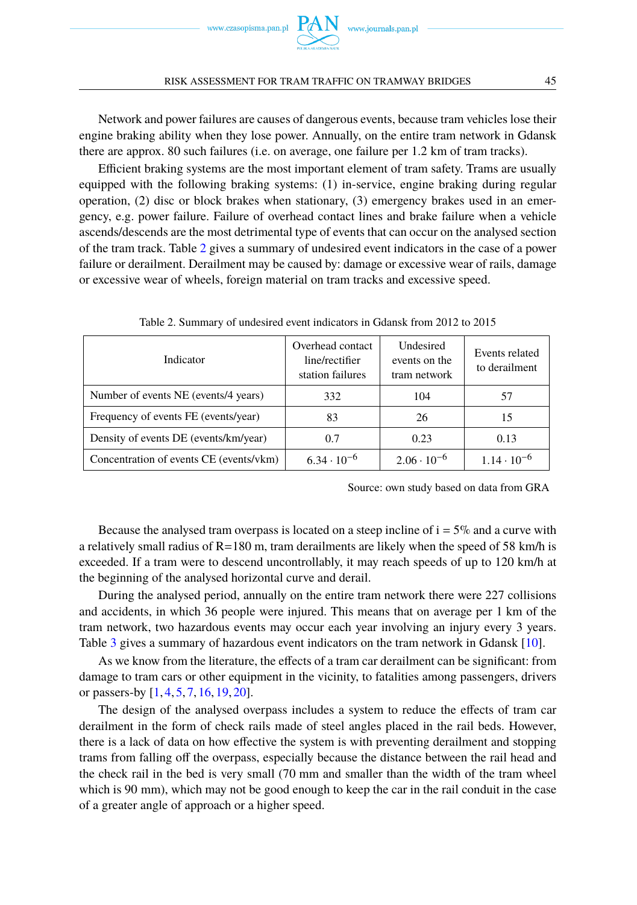Network and power failures are causes of dangerous events, because tram vehicles lose their engine braking ability when they lose power. Annually, on the entire tram network in Gdansk there are approx. 80 such failures (i.e. on average, one failure per 1.2 km of tram tracks).

Efficient braking systems are the most important element of tram safety. Trams are usually equipped with the following braking systems: (1) in-service, engine braking during regular operation, (2) disc or block brakes when stationary, (3) emergency brakes used in an emergency, e.g. power failure. Failure of overhead contact lines and brake failure when a vehicle ascends/descends are the most detrimental type of events that can occur on the analysed section of the tram track. Table 2 gives a summary of undesired event indicators in the case of a power failure or derailment. Derailment may be caused by: damage or excessive wear of rails, damage or excessive wear of wheels, foreign material on tram tracks and excessive speed.

Table 2. Summary of undesired event indicators in Gdansk from 2012 to 2015

| Indicator | Overhead contact line/rectifier station failures | Undesired events on the tram network | Events related to derailment |
|---|---|---|---|
| Number of events NE (events/4 years) | 332 | 104 | 57 |
| Frequency of events FE (events/year) | 83 | 26 | 15 |
| Density of events DE (events/km/year) | 0.7 | 0.23 | 0.13 |
| Concentration of events CE (events/vkm) | $6.34 \cdot 10^{-6}$ | $2.06 \cdot 10^{-6}$ | $1.14 \cdot 10^{-6}$ |

Source: own study based on data from GRA

Because the analysed tram overpass is located on a steep incline of i = 5% and a curve with a relatively small radius of R=180 m, tram derailments are likely when the speed of 58 km/h is exceeded. If a tram were to descend uncontrollably, it may reach speeds of up to 120 km/h at the beginning of the analysed horizontal curve and derail.

During the analysed period, annually on the entire tram network there were 227 collisions and accidents, in which 36 people were injured. This means that on average per 1 km of the tram network, two hazardous events may occur each year involving an injury every 3 years. Table 3 gives a summary of hazardous event indicators on the tram network in Gdansk [10].

As we know from the literature, the effects of a tram car derailment can be significant: from damage to tram cars or other equipment in the vicinity, to fatalities among passengers, drivers or passers-by [1, 4, 5, 7, 16, 19, 20].

The design of the analysed overpass includes a system to reduce the effects of tram car derailment in the form of check rails made of steel angles placed in the rail beds. However, there is a lack of data on how effective the system is with preventing derailment and stopping trams from falling off the overpass, especially because the distance between the rail head and the check rail in the bed is very small (70 mm and smaller than the width of the tram wheel which is 90 mm), which may not be good enough to keep the car in the rail conduit in the case of a greater angle of approach or a higher speed.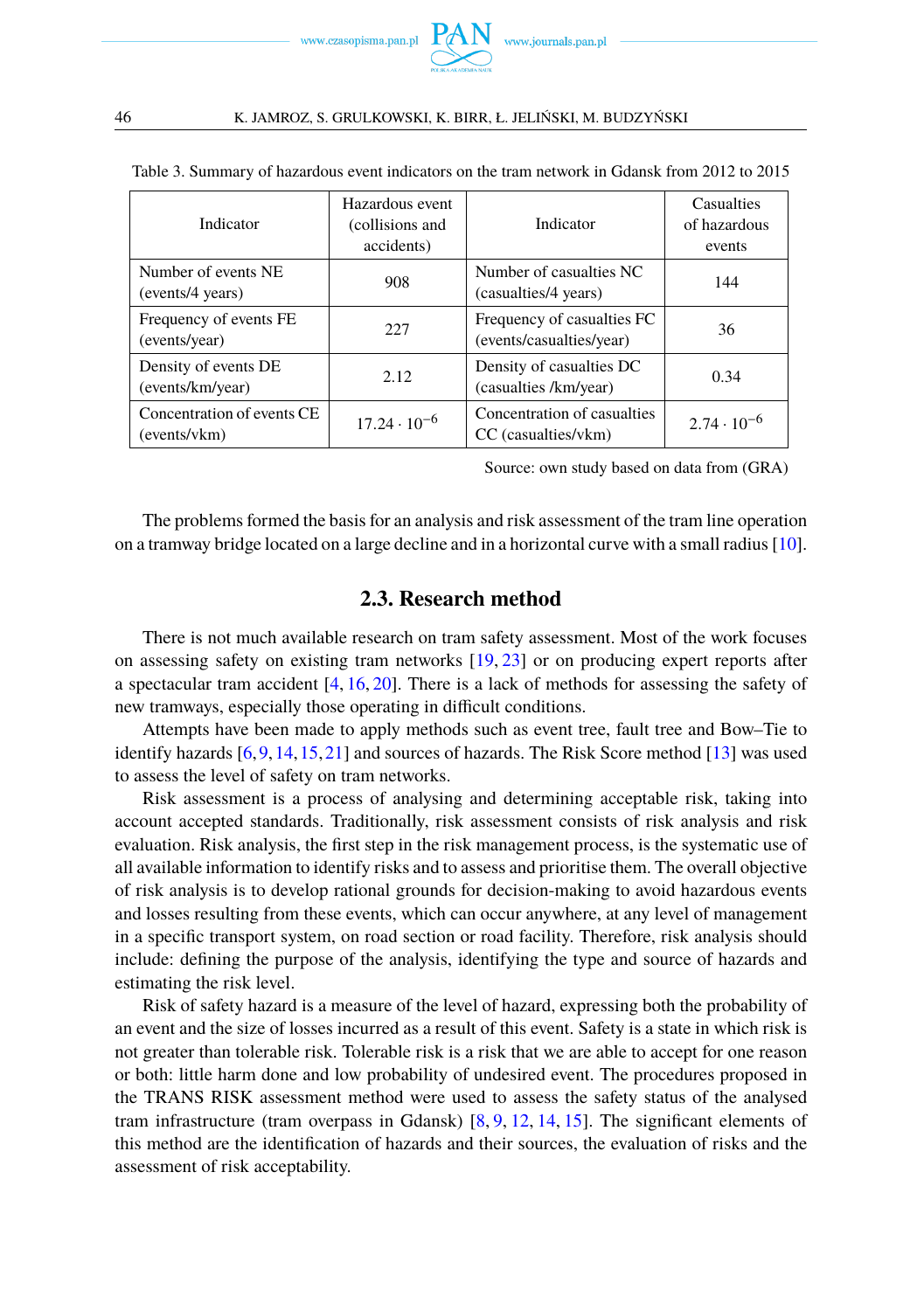Table 3. Summary of hazardous event indicators on the tram network in Gdansk from 2012 to 2015

| Indicator | Hazardous event (collisions and accidents) | Indicator | Casualties of hazardous events |
|---|---|---|---|
| Number of events NE (events/4 years) | 908 | Number of casualties NC (casualties/4 years) | 144 |
| Frequency of events FE (events/year) | 227 | Frequency of casualties FC (events/casualties/year) | 36 |
| Density of events DE (events/km/year) | 2.12 | Density of casualties DC (casualties /km/year) | 0.34 |
| Concentration of events CE (events/vkm) | $17.24 \cdot 10^{-6}$ | Concentration of casualties CC (casualties/vkm) | $2.74 \cdot 10^{-6}$ |

Source: own study based on data from (GRA)

The problems formed the basis for an analysis and risk assessment of the tram line operation on a tramway bridge located on a large decline and in a horizontal curve with a small radius [10].

## 2.3. Research method

There is not much available research on tram safety assessment. Most of the work focuses on assessing safety on existing tram networks [19, 23] or on producing expert reports after a spectacular tram accident [4, 16, 20]. There is a lack of methods for assessing the safety of new tramways, especially those operating in difficult conditions.

Attempts have been made to apply methods such as event tree, fault tree and Bow–Tie to identify hazards [6, 9, 14, 15, 21] and sources of hazards. The Risk Score method [13] was used to assess the level of safety on tram networks.

Risk assessment is a process of analysing and determining acceptable risk, taking into account accepted standards. Traditionally, risk assessment consists of risk analysis and risk evaluation. Risk analysis, the first step in the risk management process, is the systematic use of all available information to identify risks and to assess and prioritise them. The overall objective of risk analysis is to develop rational grounds for decision-making to avoid hazardous events and losses resulting from these events, which can occur anywhere, at any level of management in a specific transport system, on road section or road facility. Therefore, risk analysis should include: defining the purpose of the analysis, identifying the type and source of hazards and estimating the risk level.

Risk of safety hazard is a measure of the level of hazard, expressing both the probability of an event and the size of losses incurred as a result of this event. Safety is a state in which risk is not greater than tolerable risk. Tolerable risk is a risk that we are able to accept for one reason or both: little harm done and low probability of undesired event. The procedures proposed in the TRANS RISK assessment method were used to assess the safety status of the analysed tram infrastructure (tram overpass in Gdansk) [8, 9, 12, 14, 15]. The significant elements of this method are the identification of hazards and their sources, the evaluation of risks and the assessment of risk acceptability.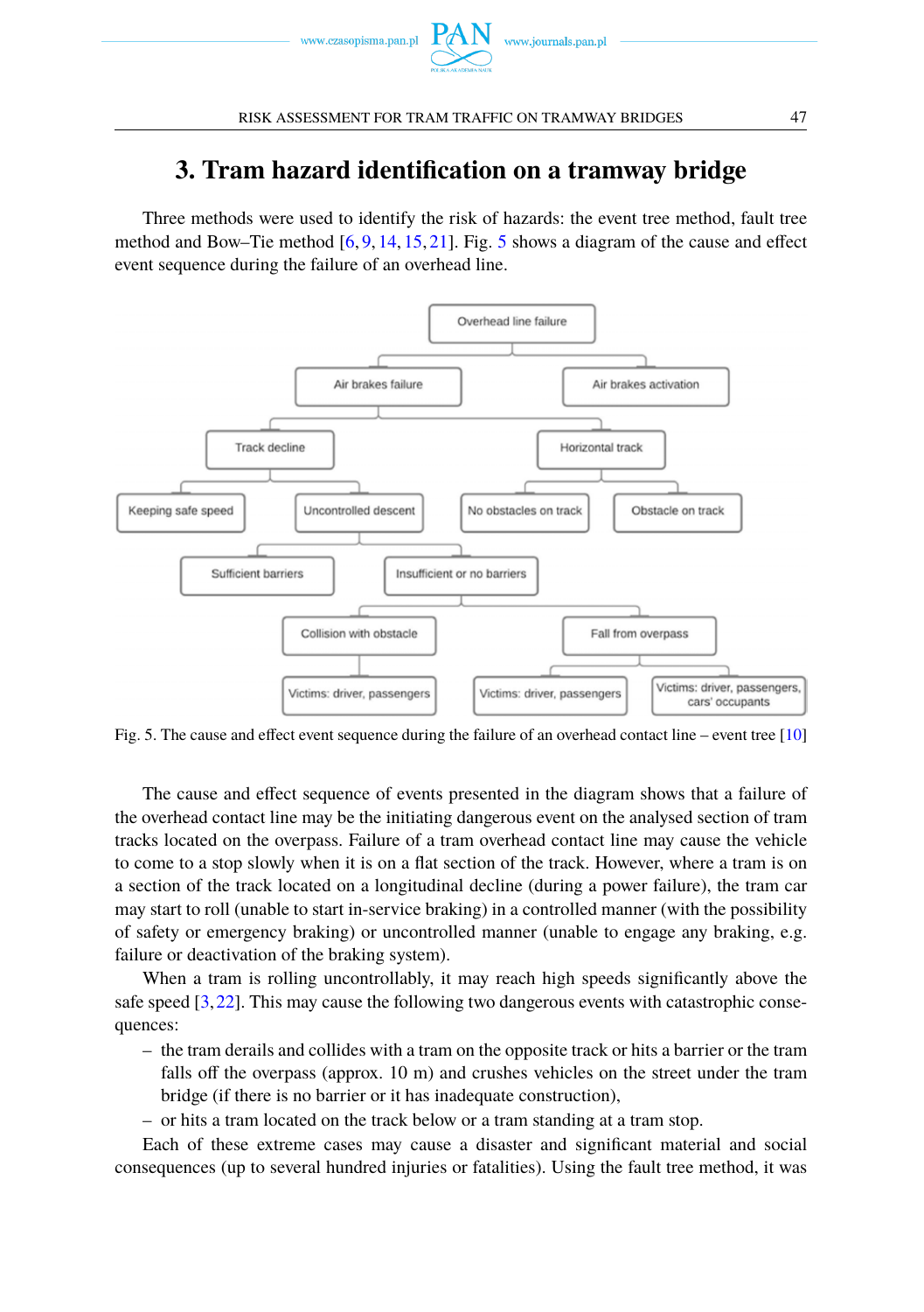# 3. Tram hazard identification on a tramway bridge

Three methods were used to identify the risk of hazards: the event tree method, fault tree method and Bow–Tie method [6, 9, 14, 15, 21]. Fig. 5 shows a diagram of the cause and effect event sequence during the failure of an overhead line.

Overhead line failure
- Air brakes failure
  - Track decline
    - Keeping safe speed
    - Uncontrolled descent
      - Sufficient barriers
      - Insufficient or no barriers
        - Collision with obstacle
          - Victims: driver, passengers
        - Fall from overpass
          - Victims: driver, passengers
          - Victims: driver, passengers, cars' occupants
- Air brakes activation
  - Horizontal track
    - No obstacles on track
    - Obstacle on track

Fig. 5. The cause and effect event sequence during the failure of an overhead contact line – event tree [10]

The cause and effect sequence of events presented in the diagram shows that a failure of the overhead contact line may be the initiating dangerous event on the analysed section of tram tracks located on the overpass. Failure of a tram overhead contact line may cause the vehicle to come to a stop slowly when it is on a flat section of the track. However, where a tram is on a section of the track located on a longitudinal decline (during a power failure), the tram car may start to roll (unable to start in-service braking) in a controlled manner (with the possibility of safety or emergency braking) or uncontrolled manner (unable to engage any braking, e.g. failure or deactivation of the braking system).

When a tram is rolling uncontrollably, it may reach high speeds significantly above the safe speed [3, 22]. This may cause the following two dangerous events with catastrophic consequences:

- the tram derails and collides with a tram on the opposite track or hits a barrier or the tram falls off the overpass (approx. 10 m) and crushes vehicles on the street under the tram bridge (if there is no barrier or it has inadequate construction),
- or hits a tram located on the track below or a tram standing at a tram stop.

Each of these extreme cases may cause a disaster and significant material and social consequences (up to several hundred injuries or fatalities). Using the fault tree method, it was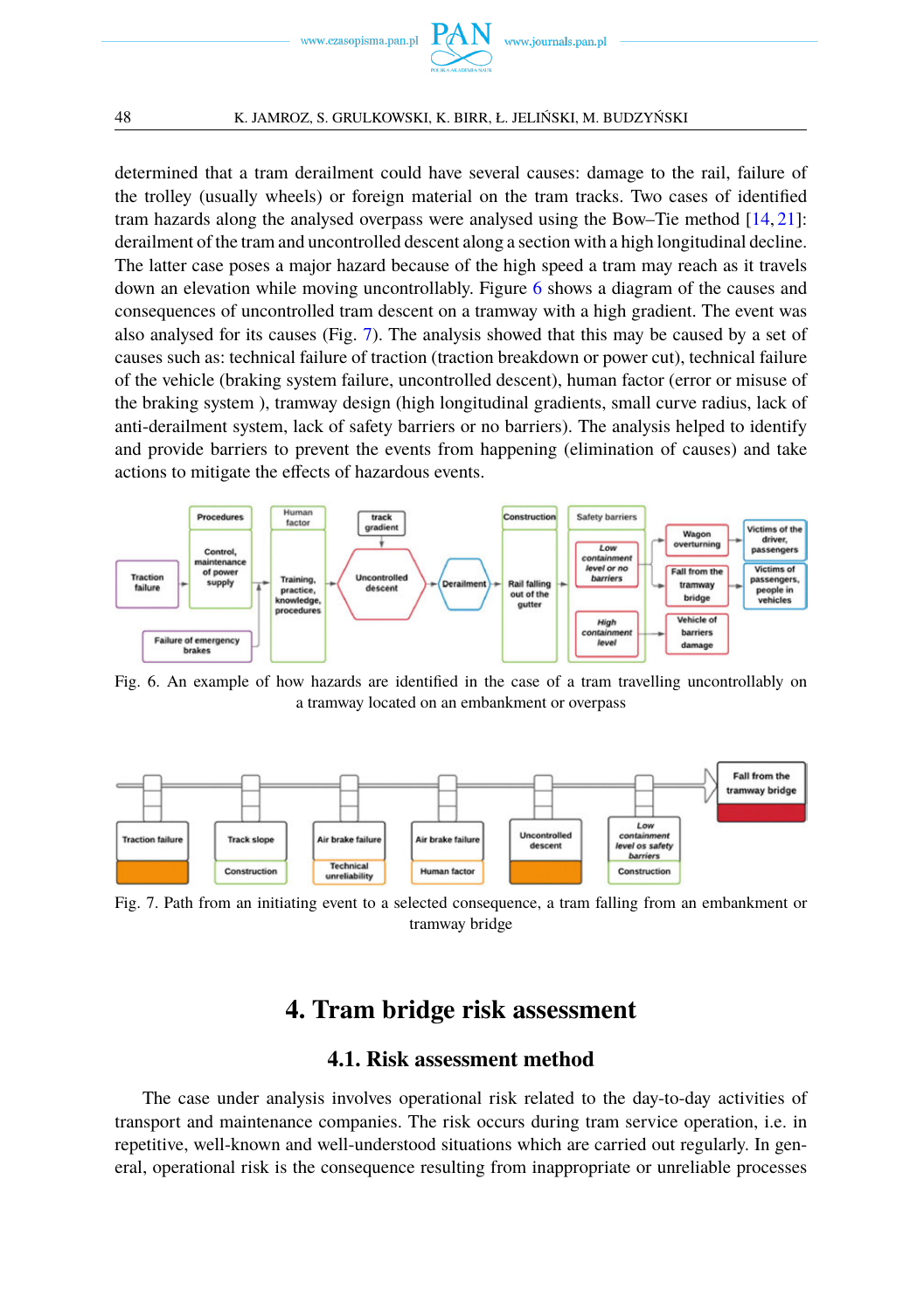determined that a tram derailment could have several causes: damage to the rail, failure of the trolley (usually wheels) or foreign material on the tram tracks. Two cases of identified tram hazards along the analysed overpass were analysed using the Bow–Tie method [14, 21]: derailment of the tram and uncontrolled descent along a section with a high longitudinal decline. The latter case poses a major hazard because of the high speed a tram may reach as it travels down an elevation while moving uncontrollably. Figure 6 shows a diagram of the causes and consequences of uncontrolled tram descent on a tramway with a high gradient. The event was also analysed for its causes (Fig. 7). The analysis showed that this may be caused by a set of causes such as: technical failure of traction (traction breakdown or power cut), technical failure of the vehicle (braking system failure, uncontrolled descent), human factor (error or misuse of the braking system ), tramway design (high longitudinal gradients, small curve radius, lack of anti-derailment system, lack of safety barriers or no barriers). The analysis helped to identify and provide barriers to prevent the events from happening (elimination of causes) and take actions to mitigate the effects of hazardous events.

Fig. 6. An example of how hazards are identified in the case of a tram travelling uncontrollably on a tramway located on an embankment or overpass

Fig. 7. Path from an initiating event to a selected consequence, a tram falling from an embankment or tramway bridge

## 4. Tram bridge risk assessment

### 4.1. Risk assessment method

The case under analysis involves operational risk related to the day-to-day activities of transport and maintenance companies. The risk occurs during tram service operation, i.e. in repetitive, well-known and well-understood situations which are carried out regularly. In general, operational risk is the consequence resulting from inappropriate or unreliable processes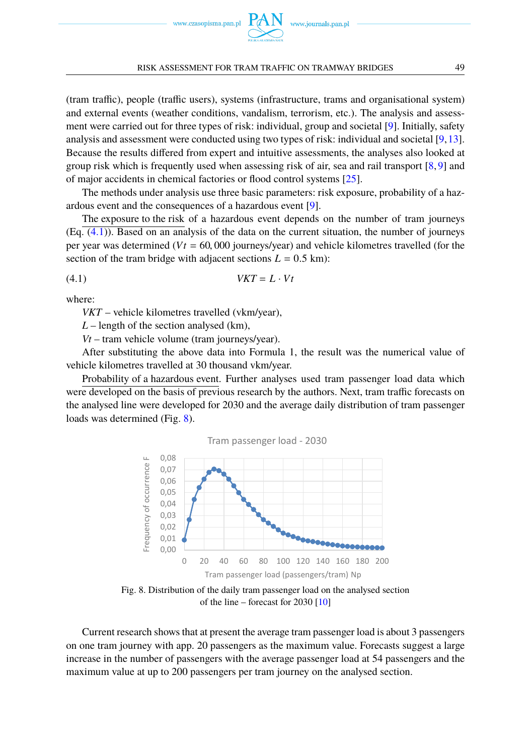(tram traffic), people (traffic users), systems (infrastructure, trams and organisational system) and external events (weather conditions, vandalism, terrorism, etc.). The analysis and assessment were carried out for three types of risk: individual, group and societal [9]. Initially, safety analysis and assessment were conducted using two types of risk: individual and societal [9, 13]. Because the results differed from expert and intuitive assessments, the analyses also looked at group risk which is frequently used when assessing risk of air, sea and rail transport [8, 9] and of major accidents in chemical factories or flood control systems [25].

The methods under analysis use three basic parameters: risk exposure, probability of a hazardous event and the consequences of a hazardous event [9].

The exposure to the risk of a hazardous event depends on the number of tram journeys (Eq. (4.1)). Based on an analysis of the data on the current situation, the number of journeys per year was determined ($Vt = 60,000$ journeys/year) and vehicle kilometres travelled (for the section of the tram bridge with adjacent sections $L = 0.5$ km):

$$VKT = L \cdot Vt \tag{4.1}$$

where:

$VKT$ – vehicle kilometres travelled (vkm/year),

$L$ – length of the section analysed (km),

$Vt$ – tram vehicle volume (tram journeys/year).

After substituting the above data into Formula 1, the result was the numerical value of vehicle kilometres travelled at 30 thousand vkm/year.

Probability of a hazardous event. Further analyses used tram passenger load data which were developed on the basis of previous research by the authors. Next, tram traffic forecasts on the analysed line were developed for 2030 and the average daily distribution of tram passenger loads was determined (Fig. 8).

Fig. 8. Distribution of the daily tram passenger load on the analysed section of the line – forecast for 2030 [10]

Current research shows that at present the average tram passenger load is about 3 passengers on one tram journey with app. 20 passengers as the maximum value. Forecasts suggest a large increase in the number of passengers with the average passenger load at 54 passengers and the maximum value at up to 200 passengers per tram journey on the analysed section.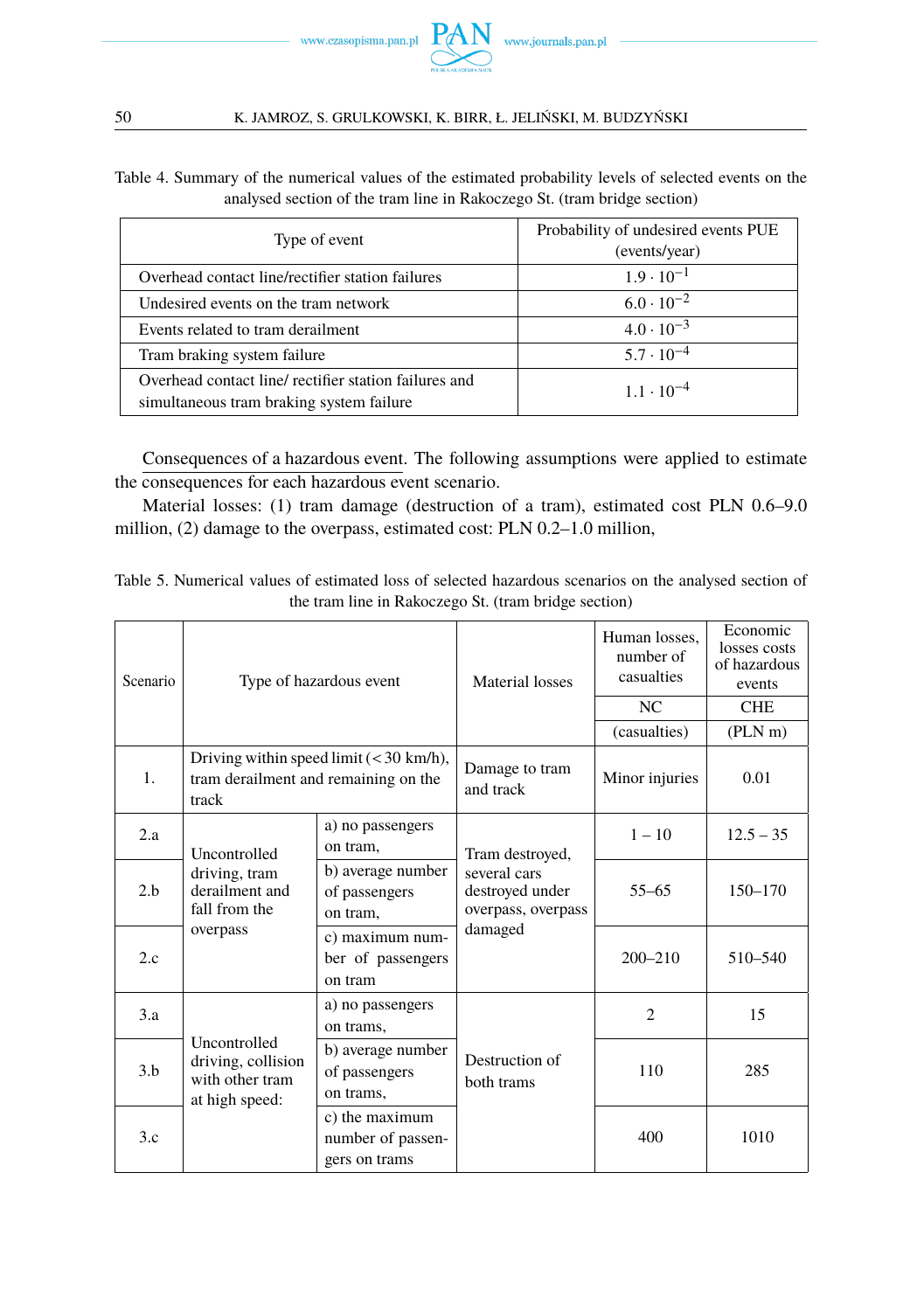Table 4. Summary of the numerical values of the estimated probability levels of selected events on the analysed section of the tram line in Rakoczego St. (tram bridge section)

| Type of event | Probability of undesired events PUE (events/year) |
|---|---|
| Overhead contact line/rectifier station failures | $1.9 \cdot 10^{-1}$ |
| Undesired events on the tram network | $6.0 \cdot 10^{-2}$ |
| Events related to tram derailment | $4.0 \cdot 10^{-3}$ |
| Tram braking system failure | $5.7 \cdot 10^{-4}$ |
| Overhead contact line/ rectifier station failures and simultaneous tram braking system failure | $1.1 \cdot 10^{-4}$ |

Consequences of a hazardous event. The following assumptions were applied to estimate the consequences for each hazardous event scenario.

Material losses: (1) tram damage (destruction of a tram), estimated cost PLN 0.6–9.0 million, (2) damage to the overpass, estimated cost: PLN 0.2–1.0 million,

Table 5. Numerical values of estimated loss of selected hazardous scenarios on the analysed section of the tram line in Rakoczego St. (tram bridge section)

| Scenario | Type of hazardous event | | Material losses | Human losses, number of casualties | Economic losses costs of hazardous events |
|---|---|---|---|---|---|
| | | | | NC | CHE |
| | | | | (casualties) | (PLN m) |
| 1. | Driving within speed limit (< 30 km/h), tram derailment and remaining on the track | | Damage to tram and track | Minor injuries | 0.01 |
| 2.a | Uncontrolled driving, tram derailment and fall from the overpass | a) no passengers on tram, | Tram destroyed, several cars destroyed under overpass, overpass damaged | 1 – 10 | 12.5 – 35 |
| 2.b | | b) average number of passengers on tram, | | 55–65 | 150–170 |
| 2.c | | c) maximum number of passengers on tram | | 200–210 | 510–540 |
| 3.a | Uncontrolled driving, collision with other tram at high speed: | a) no passengers on trams, | Destruction of both trams | 2 | 15 |
| 3.b | | b) average number of passengers on trams, | | 110 | 285 |
| 3.c | | c) the maximum number of passengers on trams | | 400 | 1010 |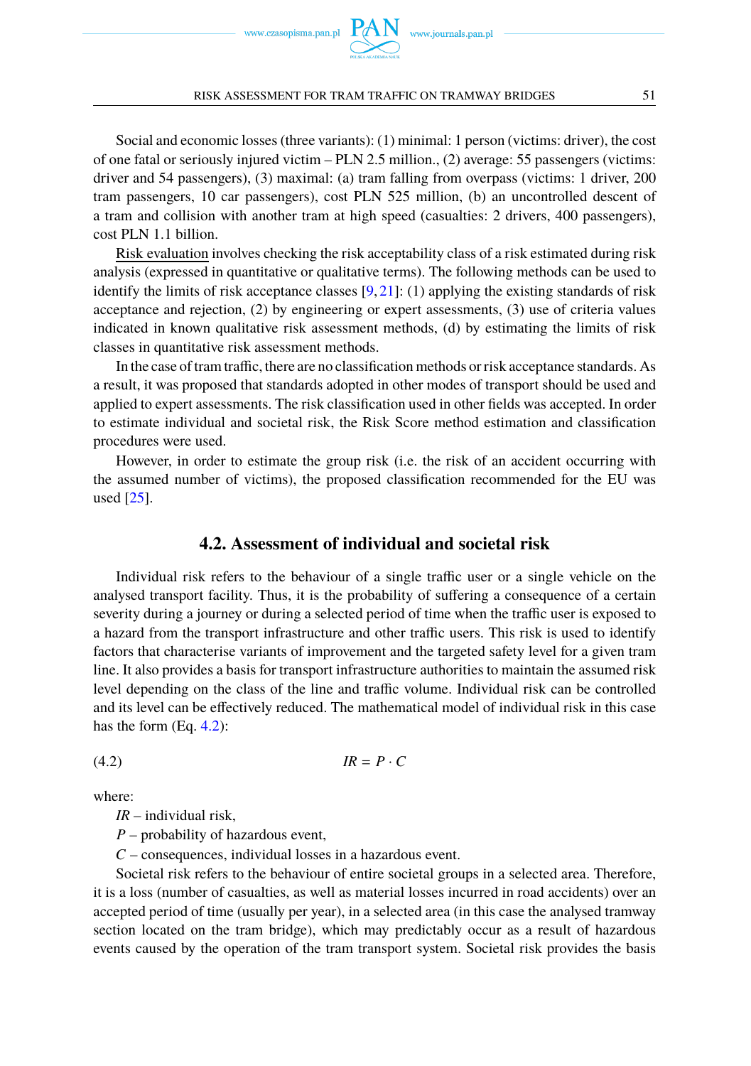Social and economic losses (three variants): (1) minimal: 1 person (victims: driver), the cost of one fatal or seriously injured victim – PLN 2.5 million., (2) average: 55 passengers (victims: driver and 54 passengers), (3) maximal: (a) tram falling from overpass (victims: 1 driver, 200 tram passengers, 10 car passengers), cost PLN 525 million, (b) an uncontrolled descent of a tram and collision with another tram at high speed (casualties: 2 drivers, 400 passengers), cost PLN 1.1 billion.

Risk evaluation involves checking the risk acceptability class of a risk estimated during risk analysis (expressed in quantitative or qualitative terms). The following methods can be used to identify the limits of risk acceptance classes [9, 21]: (1) applying the existing standards of risk acceptance and rejection, (2) by engineering or expert assessments, (3) use of criteria values indicated in known qualitative risk assessment methods, (d) by estimating the limits of risk classes in quantitative risk assessment methods.

In the case of tram traffic, there are no classification methods or risk acceptance standards. As a result, it was proposed that standards adopted in other modes of transport should be used and applied to expert assessments. The risk classification used in other fields was accepted. In order to estimate individual and societal risk, the Risk Score method estimation and classification procedures were used.

However, in order to estimate the group risk (i.e. the risk of an accident occurring with the assumed number of victims), the proposed classification recommended for the EU was used [25].

### 4.2. Assessment of individual and societal risk

Individual risk refers to the behaviour of a single traffic user or a single vehicle on the analysed transport facility. Thus, it is the probability of suffering a consequence of a certain severity during a journey or during a selected period of time when the traffic user is exposed to a hazard from the transport infrastructure and other traffic users. This risk is used to identify factors that characterise variants of improvement and the targeted safety level for a given tram line. It also provides a basis for transport infrastructure authorities to maintain the assumed risk level depending on the class of the line and traffic volume. Individual risk can be controlled and its level can be effectively reduced. The mathematical model of individual risk in this case has the form (Eq. 4.2):

$$IR = P \cdot C \tag{4.2}$$

where:

$IR$ – individual risk,

$P$ – probability of hazardous event,

$C$ – consequences, individual losses in a hazardous event.

Societal risk refers to the behaviour of entire societal groups in a selected area. Therefore, it is a loss (number of casualties, as well as material losses incurred in road accidents) over an accepted period of time (usually per year), in a selected area (in this case the analysed tramway section located on the tram bridge), which may predictably occur as a result of hazardous events caused by the operation of the tram transport system. Societal risk provides the basis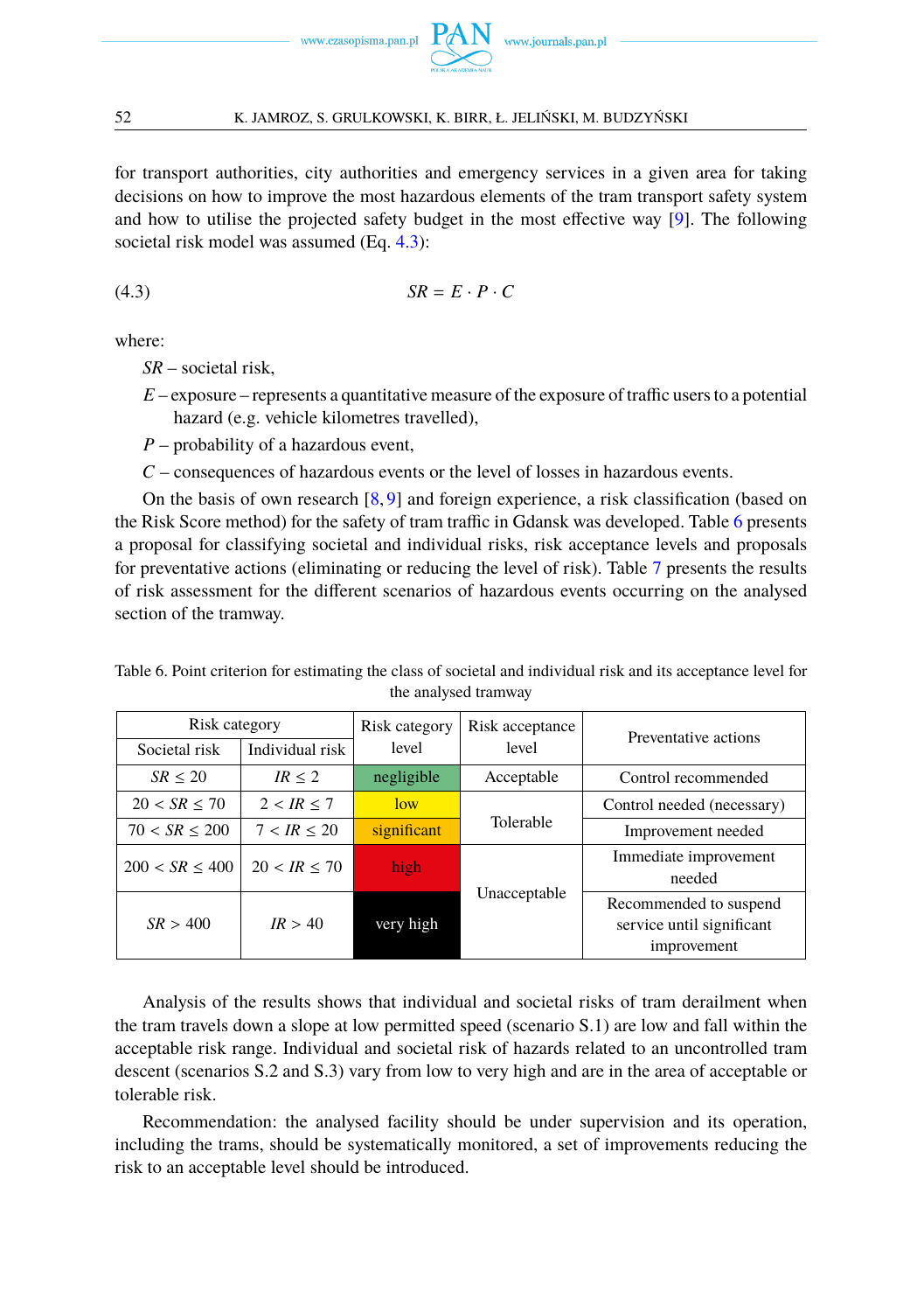for transport authorities, city authorities and emergency services in a given area for taking decisions on how to improve the most hazardous elements of the tram transport safety system and how to utilise the projected safety budget in the most effective way [9]. The following societal risk model was assumed (Eq. 4.3):

$$SR = E \cdot P \cdot C \tag{4.3}$$

where:

$SR$ – societal risk,

$E$ – exposure – represents a quantitative measure of the exposure of traffic users to a potential hazard (e.g. vehicle kilometres travelled),

$P$ – probability of a hazardous event,

$C$ – consequences of hazardous events or the level of losses in hazardous events.

On the basis of own research [8, 9] and foreign experience, a risk classification (based on the Risk Score method) for the safety of tram traffic in Gdansk was developed. Table 6 presents a proposal for classifying societal and individual risks, risk acceptance levels and proposals for preventative actions (eliminating or reducing the level of risk). Table 7 presents the results of risk assessment for the different scenarios of hazardous events occurring on the analysed section of the tramway.

Table 6. Point criterion for estimating the class of societal and individual risk and its acceptance level for the analysed tramway

| Risk category | | Risk category level | Risk acceptance level | Preventative actions |
|---|---|---|---|---|
| Societal risk | Individual risk | | | |
| $SR \leq 20$ | $IR \leq 2$ | negligible | Acceptable | Control recommended |
| $20 < SR \leq 70$ | $2 < IR \leq 7$ | low | Tolerable | Control needed (necessary) |
| $70 < SR \leq 200$ | $7 < IR \leq 20$ | significant | | Improvement needed |
| $200 < SR \leq 400$ | $20 < IR \leq 70$ | high | Unacceptable | Immediate improvement needed |
| $SR > 400$ | $IR > 40$ | very high | | Recommended to suspend service until significant improvement |

Analysis of the results shows that individual and societal risks of tram derailment when the tram travels down a slope at low permitted speed (scenario S.1) are low and fall within the acceptable risk range. Individual and societal risk of hazards related to an uncontrolled tram descent (scenarios S.2 and S.3) vary from low to very high and are in the area of acceptable or tolerable risk.

Recommendation: the analysed facility should be under supervision and its operation, including the trams, should be systematically monitored, a set of improvements reducing the risk to an acceptable level should be introduced.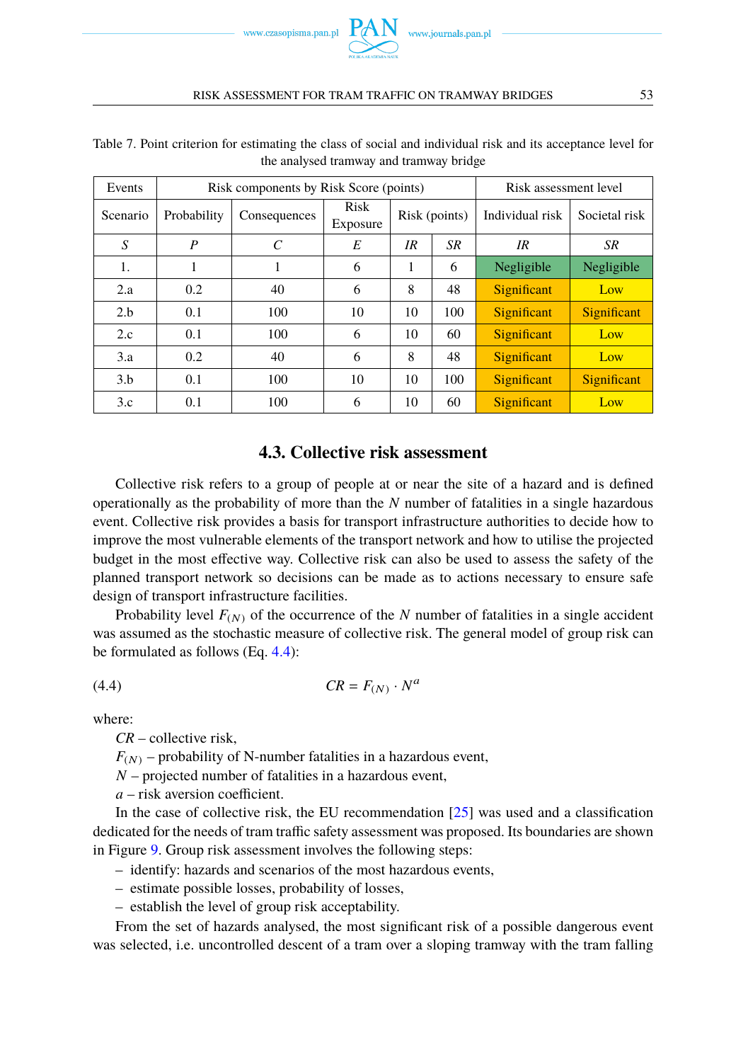Table 7. Point criterion for estimating the class of social and individual risk and its acceptance level for the analysed tramway and tramway bridge

| Events | Risk components by Risk Score (points) | | | | | Risk assessment level | |
|---|---|---|---|---|---|---|---|
| Scenario | Probability | Consequences | Risk Exposure | Risk (points) | | Individual risk | Societal risk |
| *S* | *P* | *C* | *E* | *IR* | *SR* | *IR* | *SR* |
| 1. | 1 | 1 | 6 | 1 | 6 | Negligible | Negligible |
| 2.a | 0.2 | 40 | 6 | 8 | 48 | Significant | Low |
| 2.b | 0.1 | 100 | 10 | 10 | 100 | Significant | Significant |
| 2.c | 0.1 | 100 | 6 | 10 | 60 | Significant | Low |
| 3.a | 0.2 | 40 | 6 | 8 | 48 | Significant | Low |
| 3.b | 0.1 | 100 | 10 | 10 | 100 | Significant | Significant |
| 3.c | 0.1 | 100 | 6 | 10 | 60 | Significant | Low |

### 4.3. Collective risk assessment

Collective risk refers to a group of people at or near the site of a hazard and is defined operationally as the probability of more than the $N$ number of fatalities in a single hazardous event. Collective risk provides a basis for transport infrastructure authorities to decide how to improve the most vulnerable elements of the transport network and how to utilise the projected budget in the most effective way. Collective risk can also be used to assess the safety of the planned transport network so decisions can be made as to actions necessary to ensure safe design of transport infrastructure facilities.

Probability level $F_{(N)}$ of the occurrence of the $N$ number of fatalities in a single accident was assumed as the stochastic measure of collective risk. The general model of group risk can be formulated as follows (Eq. 4.4):

$$CR = F_{(N)} \cdot N^{a} \tag{4.4}$$

where:

$CR$ – collective risk,

$F_{(N)}$ – probability of N-number fatalities in a hazardous event,

$N$ – projected number of fatalities in a hazardous event,

$a$ – risk aversion coefficient.

In the case of collective risk, the EU recommendation [25] was used and a classification dedicated for the needs of tram traffic safety assessment was proposed. Its boundaries are shown in Figure 9. Group risk assessment involves the following steps:

– identify: hazards and scenarios of the most hazardous events,
– estimate possible losses, probability of losses,
– establish the level of group risk acceptability.

From the set of hazards analysed, the most significant risk of a possible dangerous event was selected, i.e. uncontrolled descent of a tram over a sloping tramway with the tram falling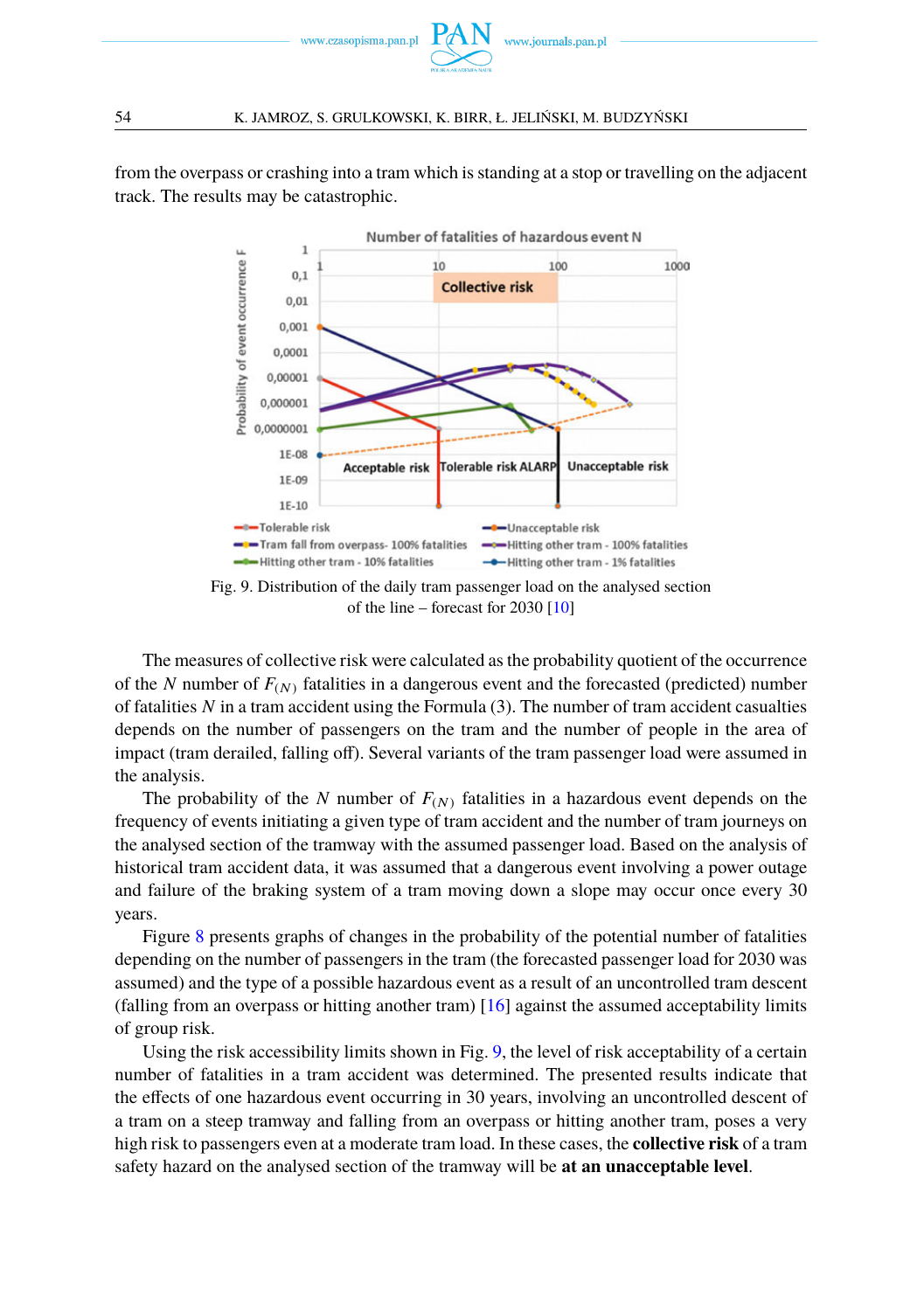from the overpass or crashing into a tram which is standing at a stop or travelling on the adjacent track. The results may be catastrophic.

Fig. 9. Distribution of the daily tram passenger load on the analysed section of the line – forecast for 2030 [10]

The measures of collective risk were calculated as the probability quotient of the occurrence of the $N$ number of $F_{(N)}$ fatalities in a dangerous event and the forecasted (predicted) number of fatalities $N$ in a tram accident using the Formula (3). The number of tram accident casualties depends on the number of passengers on the tram and the number of people in the area of impact (tram derailed, falling off). Several variants of the tram passenger load were assumed in the analysis.

The probability of the $N$ number of $F_{(N)}$ fatalities in a hazardous event depends on the frequency of events initiating a given type of tram accident and the number of tram journeys on the analysed section of the tramway with the assumed passenger load. Based on the analysis of historical tram accident data, it was assumed that a dangerous event involving a power outage and failure of the braking system of a tram moving down a slope may occur once every 30 years.

Figure 8 presents graphs of changes in the probability of the potential number of fatalities depending on the number of passengers in the tram (the forecasted passenger load for 2030 was assumed) and the type of a possible hazardous event as a result of an uncontrolled tram descent (falling from an overpass or hitting another tram) [16] against the assumed acceptability limits of group risk.

Using the risk accessibility limits shown in Fig. 9, the level of risk acceptability of a certain number of fatalities in a tram accident was determined. The presented results indicate that the effects of one hazardous event occurring in 30 years, involving an uncontrolled descent of a tram on a steep tramway and falling from an overpass or hitting another tram, poses a very high risk to passengers even at a moderate tram load. In these cases, the **collective risk** of a tram safety hazard on the analysed section of the tramway will be **at an unacceptable level**.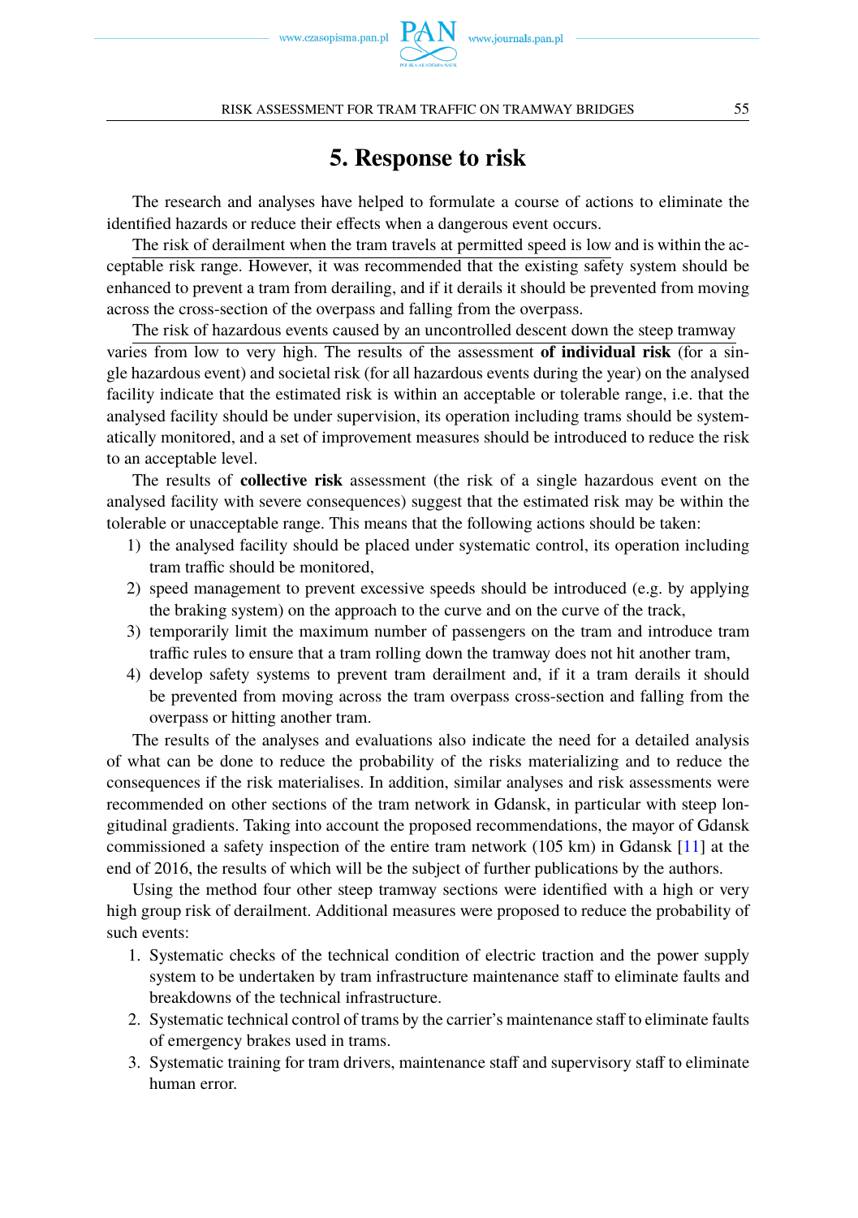# 5. Response to risk

The research and analyses have helped to formulate a course of actions to eliminate the identified hazards or reduce their effects when a dangerous event occurs.

The risk of derailment when the tram travels at permitted speed is low and is within the acceptable risk range. However, it was recommended that the existing safety system should be enhanced to prevent a tram from derailing, and if it derails it should be prevented from moving across the cross-section of the overpass and falling from the overpass.

The risk of hazardous events caused by an uncontrolled descent down the steep tramway varies from low to very high. The results of the assessment **of individual risk** (for a single hazardous event) and societal risk (for all hazardous events during the year) on the analysed facility indicate that the estimated risk is within an acceptable or tolerable range, i.e. that the analysed facility should be under supervision, its operation including trams should be systematically monitored, and a set of improvement measures should be introduced to reduce the risk to an acceptable level.

The results of **collective risk** assessment (the risk of a single hazardous event on the analysed facility with severe consequences) suggest that the estimated risk may be within the tolerable or unacceptable range. This means that the following actions should be taken:

1) the analysed facility should be placed under systematic control, its operation including tram traffic should be monitored,
2) speed management to prevent excessive speeds should be introduced (e.g. by applying the braking system) on the approach to the curve and on the curve of the track,
3) temporarily limit the maximum number of passengers on the tram and introduce tram traffic rules to ensure that a tram rolling down the tramway does not hit another tram,
4) develop safety systems to prevent tram derailment and, if it a tram derails it should be prevented from moving across the tram overpass cross-section and falling from the overpass or hitting another tram.

The results of the analyses and evaluations also indicate the need for a detailed analysis of what can be done to reduce the probability of the risks materializing and to reduce the consequences if the risk materialises. In addition, similar analyses and risk assessments were recommended on other sections of the tram network in Gdansk, in particular with steep longitudinal gradients. Taking into account the proposed recommendations, the mayor of Gdansk commissioned a safety inspection of the entire tram network (105 km) in Gdansk [11] at the end of 2016, the results of which will be the subject of further publications by the authors.

Using the method four other steep tramway sections were identified with a high or very high group risk of derailment. Additional measures were proposed to reduce the probability of such events:

1. Systematic checks of the technical condition of electric traction and the power supply system to be undertaken by tram infrastructure maintenance staff to eliminate faults and breakdowns of the technical infrastructure.
2. Systematic technical control of trams by the carrier's maintenance staff to eliminate faults of emergency brakes used in trams.
3. Systematic training for tram drivers, maintenance staff and supervisory staff to eliminate human error.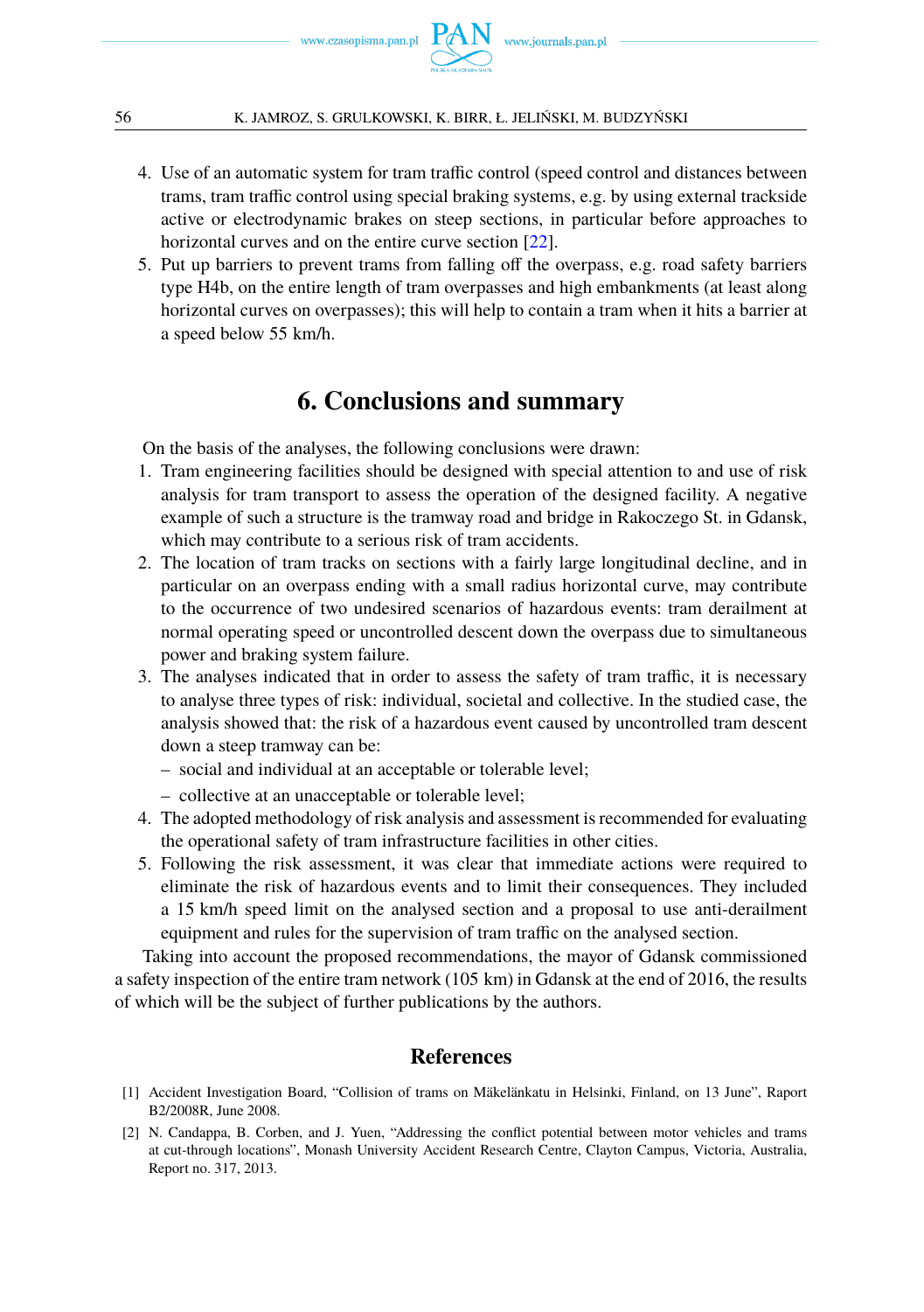4. Use of an automatic system for tram traffic control (speed control and distances between trams, tram traffic control using special braking systems, e.g. by using external trackside active or electrodynamic brakes on steep sections, in particular before approaches to horizontal curves and on the entire curve section [22].
5. Put up barriers to prevent trams from falling off the overpass, e.g. road safety barriers type H4b, on the entire length of tram overpasses and high embankments (at least along horizontal curves on overpasses); this will help to contain a tram when it hits a barrier at a speed below 55 km/h.

## 6. Conclusions and summary

On the basis of the analyses, the following conclusions were drawn:

1. Tram engineering facilities should be designed with special attention to and use of risk analysis for tram transport to assess the operation of the designed facility. A negative example of such a structure is the tramway road and bridge in Rakoczego St. in Gdansk, which may contribute to a serious risk of tram accidents.
2. The location of tram tracks on sections with a fairly large longitudinal decline, and in particular on an overpass ending with a small radius horizontal curve, may contribute to the occurrence of two undesired scenarios of hazardous events: tram derailment at normal operating speed or uncontrolled descent down the overpass due to simultaneous power and braking system failure.
3. The analyses indicated that in order to assess the safety of tram traffic, it is necessary to analyse three types of risk: individual, societal and collective. In the studied case, the analysis showed that: the risk of a hazardous event caused by uncontrolled tram descent down a steep tramway can be:
   - social and individual at an acceptable or tolerable level;
   - collective at an unacceptable or tolerable level;
4. The adopted methodology of risk analysis and assessment is recommended for evaluating the operational safety of tram infrastructure facilities in other cities.
5. Following the risk assessment, it was clear that immediate actions were required to eliminate the risk of hazardous events and to limit their consequences. They included a 15 km/h speed limit on the analysed section and a proposal to use anti-derailment equipment and rules for the supervision of tram traffic on the analysed section.

Taking into account the proposed recommendations, the mayor of Gdansk commissioned a safety inspection of the entire tram network (105 km) in Gdansk at the end of 2016, the results of which will be the subject of further publications by the authors.

## References

[1] Accident Investigation Board, "Collision of trams on Mäkelänkatu in Helsinki, Finland, on 13 June", Raport B2/2008R, June 2008.

[2] N. Candappa, B. Corben, and J. Yuen, "Addressing the conflict potential between motor vehicles and trams at cut-through locations", Monash University Accident Research Centre, Clayton Campus, Victoria, Australia, Report no. 317, 2013.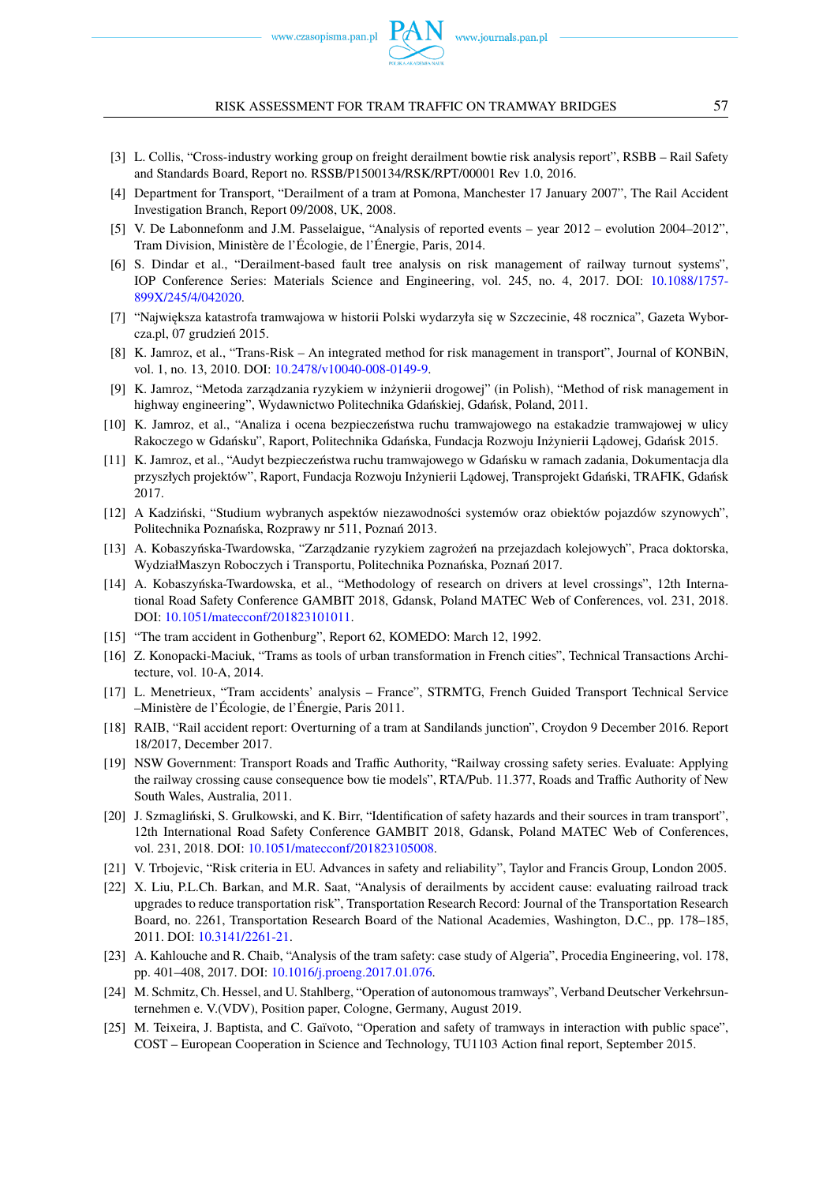[3] L. Collis, "Cross-industry working group on freight derailment bowtie risk analysis report", RSBB – Rail Safety and Standards Board, Report no. RSSB/P1500134/RSK/RPT/00001 Rev 1.0, 2016.

[4] Department for Transport, "Derailment of a tram at Pomona, Manchester 17 January 2007", The Rail Accident Investigation Branch, Report 09/2008, UK, 2008.

[5] V. De Labonnefonm and J.M. Passelaigue, "Analysis of reported events – year 2012 – evolution 2004–2012", Tram Division, Ministère de l'Écologie, de l'Énergie, Paris, 2014.

[6] S. Dindar et al., "Derailment-based fault tree analysis on risk management of railway turnout systems", IOP Conference Series: Materials Science and Engineering, vol. 245, no. 4, 2017. DOI: 10.1088/1757-899X/245/4/042020.

[7] "Największa katastrofa tramwajowa w historii Polski wydarzyła się w Szczecinie, 48 rocznica", Gazeta Wyborcza.pl, 07 grudzień 2015.

[8] K. Jamroz, et al., "Trans-Risk – An integrated method for risk management in transport", Journal of KONBiN, vol. 1, no. 13, 2010. DOI: 10.2478/v10040-008-0149-9.

[9] K. Jamroz, "Metoda zarządzania ryzykiem w inżynierii drogowej" (in Polish), "Method of risk management in highway engineering", Wydawnictwo Politechnika Gdańskiej, Gdańsk, Poland, 2011.

[10] K. Jamroz, et al., "Analiza i ocena bezpieczeństwa ruchu tramwajowego na estakadzie tramwajowej w ulicy Rakoczego w Gdańsku", Raport, Politechnika Gdańska, Fundacja Rozwoju Inżynierii Lądowej, Gdańsk 2015.

[11] K. Jamroz, et al., "Audyt bezpieczeństwa ruchu tramwajowego w Gdańsku w ramach zadania, Dokumentacja dla przyszłych projektów", Raport, Fundacja Rozwoju Inżynierii Lądowej, Transprojekt Gdański, TRAFIK, Gdańsk 2017.

[12] A Kadziński, "Studium wybranych aspektów niezawodności systemów oraz obiektów pojazdów szynowych", Politechnika Poznańska, Rozprawy nr 511, Poznań 2013.

[13] A. Kobaszyńska-Twardowska, "Zarządzanie ryzykiem zagrożeń na przejazdach kolejowych", Praca doktorska, WydziałMaszyn Roboczych i Transportu, Politechnika Poznańska, Poznań 2017.

[14] A. Kobaszyńska-Twardowska, et al., "Methodology of research on drivers at level crossings", 12th International Road Safety Conference GAMBIT 2018, Gdansk, Poland MATEC Web of Conferences, vol. 231, 2018. DOI: 10.1051/matecconf/201823101011.

[15] "The tram accident in Gothenburg", Report 62, KOMEDO: March 12, 1992.

[16] Z. Konopacki-Maciuk, "Trams as tools of urban transformation in French cities", Technical Transactions Architecture, vol. 10-A, 2014.

[17] L. Menetrieux, "Tram accidents' analysis – France", STRMTG, French Guided Transport Technical Service –Ministère de l'Écologie, de l'Énergie, Paris 2011.

[18] RAIB, "Rail accident report: Overturning of a tram at Sandilands junction", Croydon 9 December 2016. Report 18/2017, December 2017.

[19] NSW Government: Transport Roads and Traffic Authority, "Railway crossing safety series. Evaluate: Applying the railway crossing cause consequence bow tie models", RTA/Pub. 11.377, Roads and Traffic Authority of New South Wales, Australia, 2011.

[20] J. Szmagliński, S. Grulkowski, and K. Birr, "Identification of safety hazards and their sources in tram transport", 12th International Road Safety Conference GAMBIT 2018, Gdansk, Poland MATEC Web of Conferences, vol. 231, 2018. DOI: 10.1051/matecconf/201823105008.

[21] V. Trbojevic, "Risk criteria in EU. Advances in safety and reliability", Taylor and Francis Group, London 2005.

[22] X. Liu, P.L.Ch. Barkan, and M.R. Saat, "Analysis of derailments by accident cause: evaluating railroad track upgrades to reduce transportation risk", Transportation Research Record: Journal of the Transportation Research Board, no. 2261, Transportation Research Board of the National Academies, Washington, D.C., pp. 178–185, 2011. DOI: 10.3141/2261-21.

[23] A. Kahlouche and R. Chaib, "Analysis of the tram safety: case study of Algeria", Procedia Engineering, vol. 178, pp. 401–408, 2017. DOI: 10.1016/j.proeng.2017.01.076.

[24] M. Schmitz, Ch. Hessel, and U. Stahlberg, "Operation of autonomous tramways", Verband Deutscher Verkehrsunternehmen e. V.(VDV), Position paper, Cologne, Germany, August 2019.

[25] M. Teixeira, J. Baptista, and C. Gaïvoto, "Operation and safety of tramways in interaction with public space", COST – European Cooperation in Science and Technology, TU1103 Action final report, September 2015.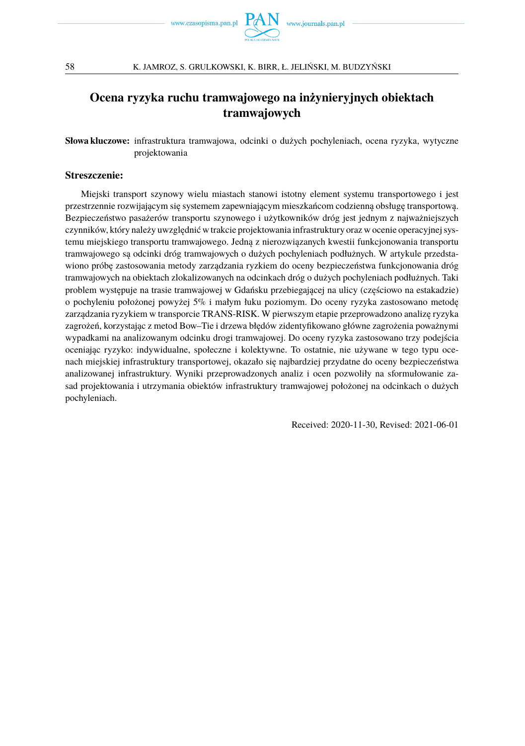# Ocena ryzyka ruchu tramwajowego na inżynieryjnych obiektach tramwajowych

**Słowa kluczowe:** infrastruktura tramwajowa, odcinki o dużych pochyleniach, ocena ryzyka, wytyczne projektowania

## Streszczenie:

Miejski transport szynowy wielu miastach stanowi istotny element systemu transportowego i jest przestrzennie rozwijającym się systemem zapewniającym mieszkańcom codzienną obsługę transportową. Bezpieczeństwo pasażerów transportu szynowego i użytkowników dróg jest jednym z najważniejszych czynników, który należy uwzględnić w trakcie projektowania infrastruktury oraz w ocenie operacyjnej systemu miejskiego transportu tramwajowego. Jedną z nierozwiązanych kwestii funkcjonowania transportu tramwajowego są odcinki dróg tramwajowych o dużych pochyleniach podłużnych. W artykule przedstawiono próbę zastosowania metody zarządzania ryzkiem do oceny bezpieczeństwa funkcjonowania dróg tramwajowych na obiektach zlokalizowanych na odcinkach dróg o dużych pochyleniach podłużnych. Taki problem występuje na trasie tramwajowej w Gdańsku przebiegającej na ulicy (częściowo na estakadzie) o pochyleniu położonej powyżej 5% i małym łuku poziomym. Do oceny ryzyka zastosowano metodę zarządzania ryzykiem w transporcie TRANS-RISK. W pierwszym etapie przeprowadzono analizę ryzyka zagrożeń, korzystając z metod Bow–Tie i drzewa błędów zidentyfikowano główne zagrożenia poważnymi wypadkami na analizowanym odcinku drogi tramwajowej. Do oceny ryzyka zastosowano trzy podejścia oceniając ryzyko: indywidualne, społeczne i kolektywne. To ostatnie, nie używane w tego typu ocenach miejskiej infrastruktury transportowej, okazało się najbardziej przydatne do oceny bezpieczeństwa analizowanej infrastruktury. Wyniki przeprowadzonych analiz i ocen pozwoliły na sformułowanie zasad projektowania i utrzymania obiektów infrastruktury tramwajowej położonej na odcinkach o dużych pochyleniach.

Received: 2020-11-30, Revised: 2021-06-01